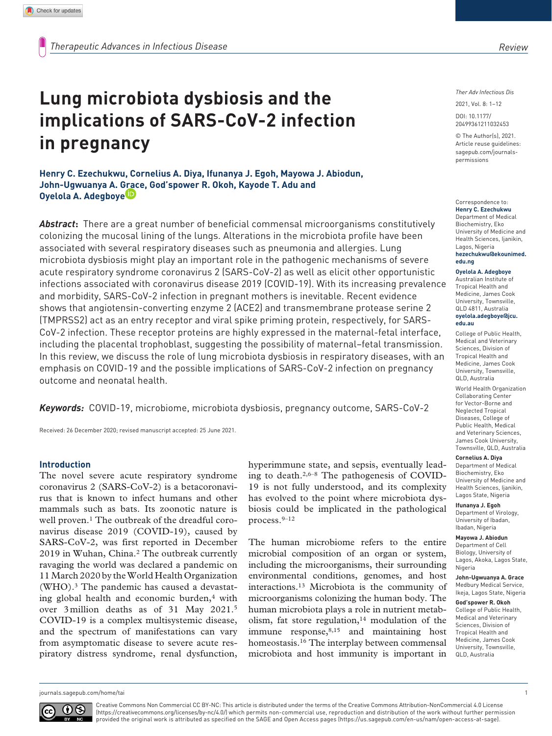Review

# Lung microbiota dysbiosis and the implications of SARS-CoV-2 infection in pregnancy

**Henry C. Ezechukwu, Cornelius A. Diya, Ifunanya J. Egoh, Mayowa J. Abiodun, John-Ugwuanya A. Grace, God'spower R. Okoh, Kayode T. Adu and Oyelola A. Adegboye**

DOI: 10.1177/20499361211032453

© The Author(s), 2021. Article reuse guidelines: sagepub.com/journals-permissions

Correspondence to:
**Henry C. Ezechukwu**
Department of Medical Biochemistry, Eko University of Medicine and Health Sciences, Ijanikin, Lagos, Nigeria
**hezechukwu@ekounimed.edu.ng**

**Oyelola A. Adegboye**
Australian Institute of Tropical Health and Medicine, James Cook University, Townsville, QLD 4811, Australia
**oyelola.adegboye@jcu.edu.au**

College of Public Health, Medical and Veterinary Sciences, Division of Tropical Health and Medicine, James Cook University, Townsville, QLD, Australia

World Health Organization Collaborating Center for Vector-Borne and Neglected Tropical Diseases, College of Public Health, Medical and Veterinary Sciences, James Cook University, Townsville, QLD, Australia

**Cornelius A. Diya**
Department of Medical Biochemistry, Eko University of Medicine and Health Sciences, Ijanikin, Lagos State, Nigeria

**Ifunanya J. Egoh**
Department of Virology, University of Ibadan, Ibadan, Nigeria

**Mayowa J. Abiodun**
Department of Cell Biology, University of Lagos, Akoka, Lagos State, Nigeria

**John-Ugwuanya A. Grace**
Medbury Medical Service, Ikeja, Lagos State, Nigeria

**God'spower R. Okoh**
College of Public Health, Medical and Veterinary Sciences, Division of Tropical Health and Medicine, James Cook University, Townsville, QLD, Australia

***Abstract*:** There are a great number of beneficial commensal microorganisms constitutively colonizing the mucosal lining of the lungs. Alterations in the microbiota profile have been associated with several respiratory diseases such as pneumonia and allergies. Lung microbiota dysbiosis might play an important role in the pathogenic mechanisms of severe acute respiratory syndrome coronavirus 2 (SARS-CoV-2) as well as elicit other opportunistic infections associated with coronavirus disease 2019 (COVID-19). With its increasing prevalence and morbidity, SARS-CoV-2 infection in pregnant mothers is inevitable. Recent evidence shows that angiotensin-converting enzyme 2 (ACE2) and transmembrane protease serine 2 (TMPRSS2) act as an entry receptor and viral spike priming protein, respectively, for SARS-CoV-2 infection. These receptor proteins are highly expressed in the maternal-fetal interface, including the placental trophoblast, suggesting the possibility of maternal–fetal transmission. In this review, we discuss the role of lung microbiota dysbiosis in respiratory diseases, with an emphasis on COVID-19 and the possible implications of SARS-CoV-2 infection on pregnancy outcome and neonatal health.

***Keywords:*** COVID-19, microbiome, microbiota dysbiosis, pregnancy outcome, SARS-CoV-2

Received: 26 December 2020; revised manuscript accepted: 25 June 2021.

## Introduction

The novel severe acute respiratory syndrome coronavirus 2 (SARS-CoV-2) is a betacoronavirus that is known to infect humans and other mammals such as bats. Its zoonotic nature is well proven.[1] The outbreak of the dreadful coronavirus disease 2019 (COVID-19), caused by SARS-CoV-2, was first reported in December 2019 in Wuhan, China.[2] The outbreak currently ravaging the world was declared a pandemic on 11 March 2020 by the World Health Organization (WHO).[3] The pandemic has caused a devastating global health and economic burden,[4] with over 3 million deaths as of 31 May 2021.[5] COVID-19 is a complex multisystemic disease, and the spectrum of manifestations can vary from asymptomatic disease to severe acute respiratory distress syndrome, renal dysfunction, hyperimmune state, and sepsis, eventually leading to death.[2,6–8] The pathogenesis of COVID-19 is not fully understood, and its complexity has evolved to the point where microbiota dysbiosis could be implicated in the pathological process.[9–12]

The human microbiome refers to the entire microbial composition of an organ or system, including the microorganisms, their surrounding environmental conditions, genomes, and host interactions.[13] Microbiota is the community of microorganisms colonizing the human body. The human microbiota plays a role in nutrient metabolism, fat store regulation,[14] modulation of the immune response,[8,15] and maintaining host homeostasis.[16] The interplay between commensal microbiota and host immunity is important in

Creative Commons Non Commercial CC BY-NC: This article is distributed under the terms of the Creative Commons Attribution-NonCommercial 4.0 License (https://creativecommons.org/licenses/by-nc/4.0/) which permits non-commercial use, reproduction and distribution of the work without further permission provided the original work is attributed as specified on the SAGE and Open Access pages (https://us.sagepub.com/en-us/nam/open-access-at-sage).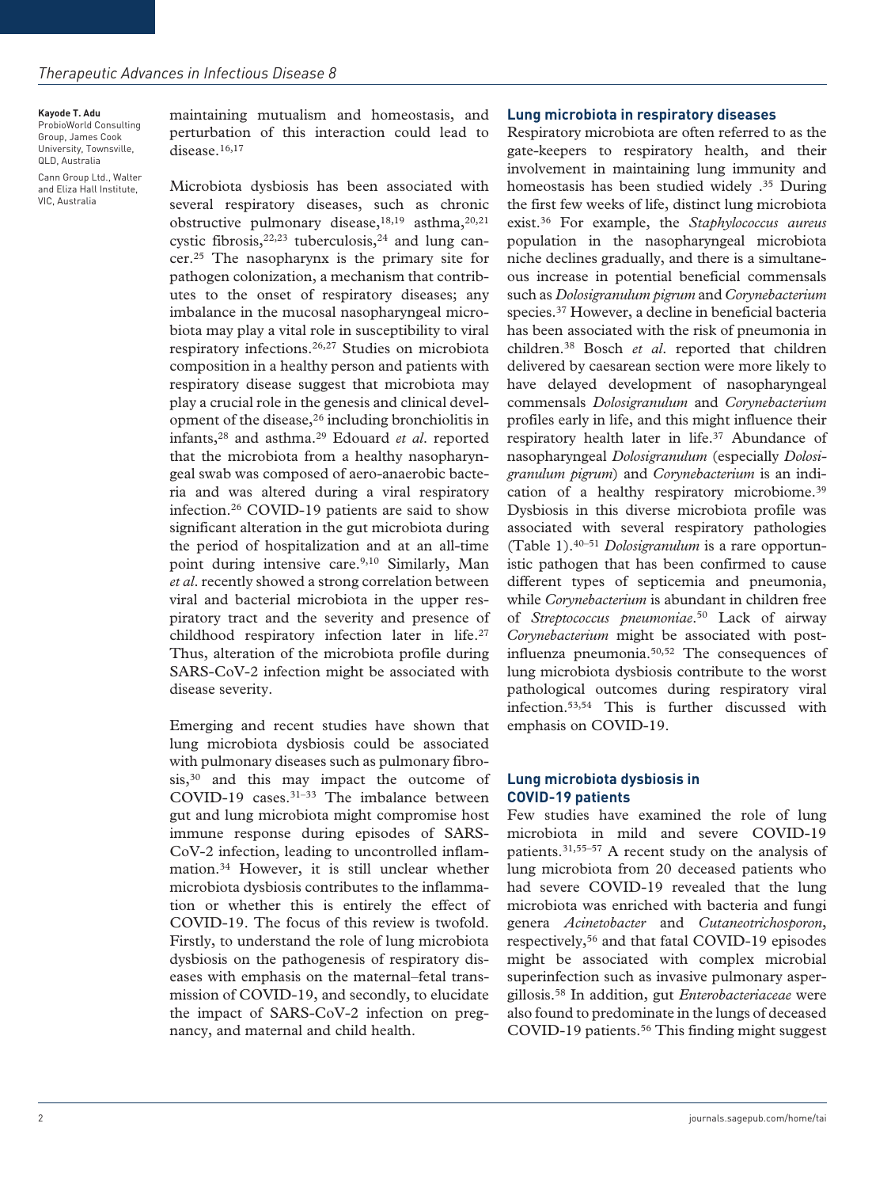Kayode T. Adu
ProbioWorld Consulting Group, James Cook University, Townsville, QLD, Australia
Cann Group Ltd., Walter and Eliza Hall Institute, VIC, Australia

maintaining mutualism and homeostasis, and perturbation of this interaction could lead to disease.[16,17]

Microbiota dysbiosis has been associated with several respiratory diseases, such as chronic obstructive pulmonary disease,[18,19] asthma,[20,21] cystic fibrosis,[22,23] tuberculosis,[24] and lung cancer.[25] The nasopharynx is the primary site for pathogen colonization, a mechanism that contributes to the onset of respiratory diseases; any imbalance in the mucosal nasopharyngeal microbiota may play a vital role in susceptibility to viral respiratory infections.[26,27] Studies on microbiota composition in a healthy person and patients with respiratory disease suggest that microbiota may play a crucial role in the genesis and clinical development of the disease,[26] including bronchiolitis in infants,[28] and asthma.[29] Edouard *et al*. reported that the microbiota from a healthy nasopharyngeal swab was composed of aero-anaerobic bacteria and was altered during a viral respiratory infection.[26] COVID-19 patients are said to show significant alteration in the gut microbiota during the period of hospitalization and at an all-time point during intensive care.[9,10] Similarly, Man *et al*. recently showed a strong correlation between viral and bacterial microbiota in the upper respiratory tract and the severity and presence of childhood respiratory infection later in life.[27] Thus, alteration of the microbiota profile during SARS-CoV-2 infection might be associated with disease severity.

Emerging and recent studies have shown that lung microbiota dysbiosis could be associated with pulmonary diseases such as pulmonary fibrosis,[30] and this may impact the outcome of COVID-19 cases.[31–33] The imbalance between gut and lung microbiota might compromise host immune response during episodes of SARS-CoV-2 infection, leading to uncontrolled inflammation.[34] However, it is still unclear whether microbiota dysbiosis contributes to the inflammation or whether this is entirely the effect of COVID-19. The focus of this review is twofold. Firstly, to understand the role of lung microbiota dysbiosis on the pathogenesis of respiratory diseases with emphasis on the maternal–fetal transmission of COVID-19, and secondly, to elucidate the impact of SARS-CoV-2 infection on pregnancy, and maternal and child health.

## Lung microbiota in respiratory diseases

Respiratory microbiota are often referred to as the gate-keepers to respiratory health, and their involvement in maintaining lung immunity and homeostasis has been studied widely .[35] During the first few weeks of life, distinct lung microbiota exist.[36] For example, the *Staphylococcus aureus* population in the nasopharyngeal microbiota niche declines gradually, and there is a simultaneous increase in potential beneficial commensals such as *Dolosigranulum pigrum* and *Corynebacterium* species.[37] However, a decline in beneficial bacteria has been associated with the risk of pneumonia in children.[38] Bosch *et al*. reported that children delivered by caesarean section were more likely to have delayed development of nasopharyngeal commensals *Dolosigranulum* and *Corynebacterium* profiles early in life, and this might influence their respiratory health later in life.[37] Abundance of nasopharyngeal *Dolosigranulum* (especially *Dolosigranulum pigrum*) and *Corynebacterium* is an indication of a healthy respiratory microbiome.[39] Dysbiosis in this diverse microbiota profile was associated with several respiratory pathologies (Table 1).[40–51] *Dolosigranulum* is a rare opportunistic pathogen that has been confirmed to cause different types of septicemia and pneumonia, while *Corynebacterium* is abundant in children free of *Streptococcus pneumoniae*.[50] Lack of airway *Corynebacterium* might be associated with post-influenza pneumonia.[50,52] The consequences of lung microbiota dysbiosis contribute to the worst pathological outcomes during respiratory viral infection.[53,54] This is further discussed with emphasis on COVID-19.

## Lung microbiota dysbiosis in COVID-19 patients

Few studies have examined the role of lung microbiota in mild and severe COVID-19 patients.[31,55–57] A recent study on the analysis of lung microbiota from 20 deceased patients who had severe COVID-19 revealed that the lung microbiota was enriched with bacteria and fungi genera *Acinetobacter* and *Cutaneotrichosporon*, respectively,[56] and that fatal COVID-19 episodes might be associated with complex microbial superinfection such as invasive pulmonary aspergillosis.[58] In addition, gut *Enterobacteriaceae* were also found to predominate in the lungs of deceased COVID-19 patients.[56] This finding might suggest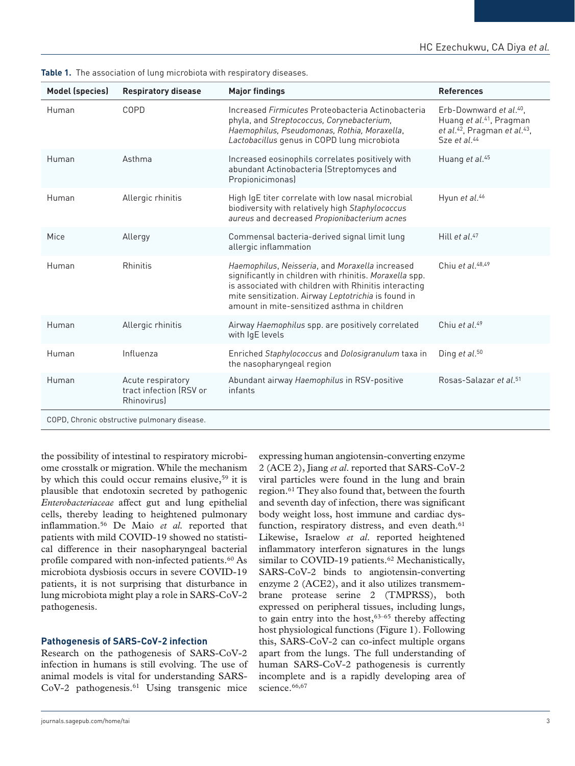**Table 1.** The association of lung microbiota with respiratory diseases.

| Model (species) | Respiratory disease | Major findings | References |
|---|---|---|---|
| Human | COPD | Increased *Firmicutes* Proteobacteria Actinobacteria phyla, and *Streptococcus, Corynebacterium, Haemophilus, Pseudomonas, Rothia, Moraxella*, *Lactobacillus* genus in COPD lung microbiota | Erb-Downward *et al*.[40], Huang *et al*.[41], Pragman *et al*.[42], Pragman *et al*.[43], Sze *et al*.[44] |
| Human | Asthma | Increased eosinophils correlates positively with abundant Actinobacteria (Streptomyces and Propionicimonas) | Huang *et al*.[45] |
| Human | Allergic rhinitis | High IgE titer correlate with low nasal microbial biodiversity with relatively high *Staphylococcus aureus* and decreased *Propionibacterium acnes* | Hyun *et al*.[46] |
| Mice | Allergy | Commensal bacteria-derived signal limit lung allergic inflammation | Hill *et al*.[47] |
| Human | Rhinitis | *Haemophilus*, *Neisseria*, and *Moraxella* increased significantly in children with rhinitis. *Moraxella* spp. is associated with children with Rhinitis interacting mite sensitization. Airway *Leptotrichia* is found in amount in mite-sensitized asthma in children | Chiu *et al*.[48,49] |
| Human | Allergic rhinitis | Airway *Haemophilus* spp. are positively correlated with IgE levels | Chiu *et al*.[49] |
| Human | Influenza | Enriched *Staphylococcus* and *Dolosigranulum* taxa in the nasopharyngeal region | Ding *et al*.[50] |
| Human | Acute respiratory tract infection (RSV or Rhinovirus) | Abundant airway *Haemophilus* in RSV-positive infants | Rosas-Salazar *et al*.[51] |

COPD, Chronic obstructive pulmonary disease.

the possibility of intestinal to respiratory microbiome crosstalk or migration. While the mechanism by which this could occur remains elusive,[59] it is plausible that endotoxin secreted by pathogenic *Enterobacteriaceae* affect gut and lung epithelial cells, thereby leading to heightened pulmonary inflammation.[56] De Maio *et al.* reported that patients with mild COVID-19 showed no statistical difference in their nasopharyngeal bacterial profile compared with non-infected patients.[60] As microbiota dysbiosis occurs in severe COVID-19 patients, it is not surprising that disturbance in lung microbiota might play a role in SARS-CoV-2 pathogenesis.

### Pathogenesis of SARS-CoV-2 infection

Research on the pathogenesis of SARS-CoV-2 infection in humans is still evolving. The use of animal models is vital for understanding SARS-CoV-2 pathogenesis.[61] Using transgenic mice expressing human angiotensin-converting enzyme 2 (ACE 2), Jiang *et al*. reported that SARS-CoV-2 viral particles were found in the lung and brain region.[61] They also found that, between the fourth and seventh day of infection, there was significant body weight loss, host immune and cardiac dysfunction, respiratory distress, and even death.[61] Likewise, Israelow *et al*. reported heightened inflammatory interferon signatures in the lungs similar to COVID-19 patients.[62] Mechanistically, SARS-CoV-2 binds to angiotensin-converting enzyme 2 (ACE2), and it also utilizes transmembrane protease serine 2 (TMPRSS), both expressed on peripheral tissues, including lungs, to gain entry into the host,[63–65] thereby affecting host physiological functions (Figure 1). Following this, SARS-CoV-2 can co-infect multiple organs apart from the lungs. The full understanding of human SARS-CoV-2 pathogenesis is currently incomplete and is a rapidly developing area of science.[66,67]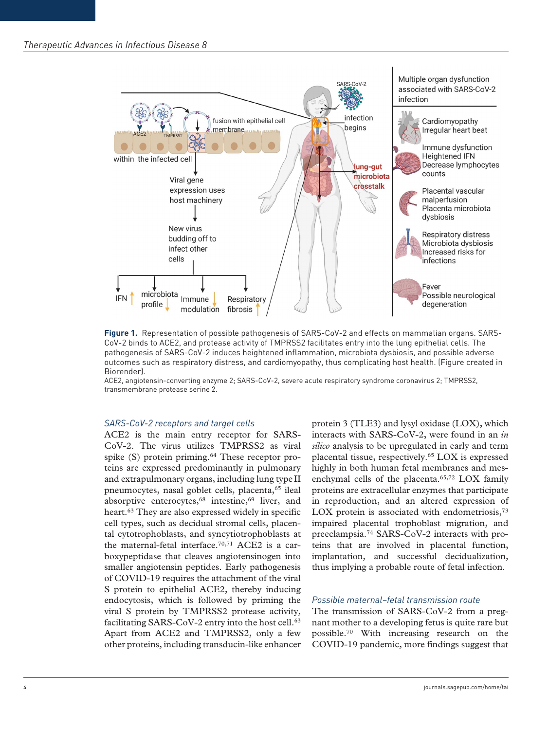**Figure 1.** Representation of possible pathogenesis of SARS-CoV-2 and effects on mammalian organs. SARS-CoV-2 binds to ACE2, and protease activity of TMPRSS2 facilitates entry into the lung epithelial cells. The pathogenesis of SARS-CoV-2 induces heightened inflammation, microbiota dysbiosis, and possible adverse outcomes such as respiratory distress, and cardiomyopathy, thus complicating host health. (Figure created in Biorender).

ACE2, angiotensin-converting enzyme 2; SARS-CoV-2, severe acute respiratory syndrome coronavirus 2; TMPRSS2, transmembrane protease serine 2.

### *SARS-CoV-2 receptors and target cells*

ACE2 is the main entry receptor for SARS-CoV-2. The virus utilizes TMPRSS2 as viral spike (S) protein priming.[64] These receptor proteins are expressed predominantly in pulmonary and extrapulmonary organs, including lung type II pneumocytes, nasal goblet cells, placenta,[65] ileal absorptive enterocytes,[68] intestine,[69] liver, and heart.[63] They are also expressed widely in specific cell types, such as decidual stromal cells, placental cytotrophoblasts, and syncytiotrophoblasts at the maternal-fetal interface.[70,71] ACE2 is a carboxypeptidase that cleaves angiotensinogen into smaller angiotensin peptides. Early pathogenesis of COVID-19 requires the attachment of the viral S protein to epithelial ACE2, thereby inducing endocytosis, which is followed by priming the viral S protein by TMPRSS2 protease activity, facilitating SARS-CoV-2 entry into the host cell.[63] Apart from ACE2 and TMPRSS2, only a few other proteins, including transducin-like enhancer protein 3 (TLE3) and lysyl oxidase (LOX), which interacts with SARS-CoV-2, were found in an *in silico* analysis to be upregulated in early and term placental tissue, respectively.[65] LOX is expressed highly in both human fetal membranes and mesenchymal cells of the placenta.[65,72] LOX family proteins are extracellular enzymes that participate in reproduction, and an altered expression of LOX protein is associated with endometriosis,[73] impaired placental trophoblast migration, and preeclampsia.[74] SARS-CoV-2 interacts with proteins that are involved in placental function, implantation, and successful decidualization, thus implying a probable route of fetal infection.

### *Possible maternal–fetal transmission route*

The transmission of SARS-CoV-2 from a pregnant mother to a developing fetus is quite rare but possible.[70] With increasing research on the COVID-19 pandemic, more findings suggest that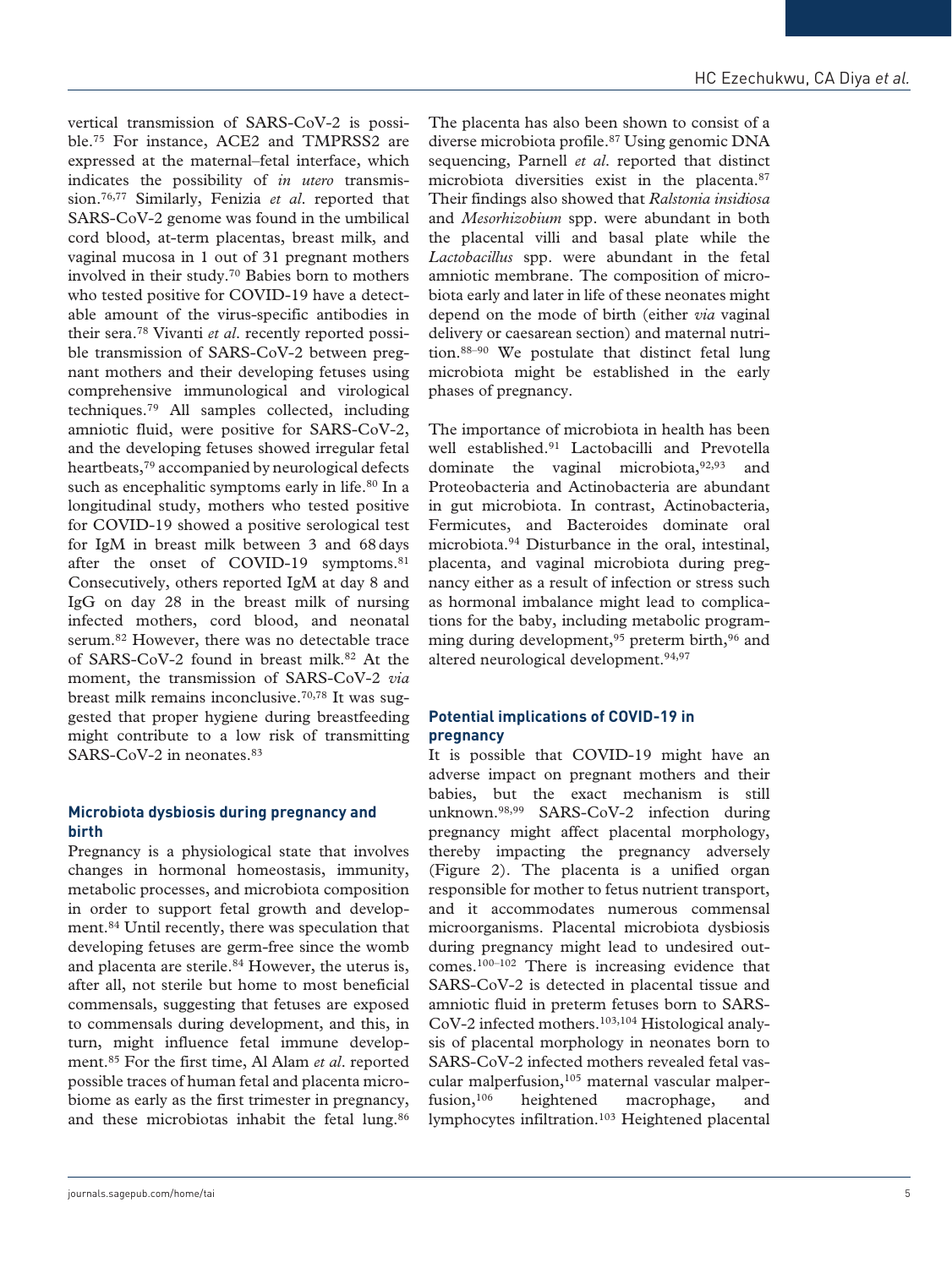vertical transmission of SARS-CoV-2 is possible.[75] For instance, ACE2 and TMPRSS2 are expressed at the maternal–fetal interface, which indicates the possibility of *in utero* transmission.[76,77] Similarly, Fenizia *et al*. reported that SARS-CoV-2 genome was found in the umbilical cord blood, at-term placentas, breast milk, and vaginal mucosa in 1 out of 31 pregnant mothers involved in their study.[70] Babies born to mothers who tested positive for COVID-19 have a detectable amount of the virus-specific antibodies in their sera.[78] Vivanti *et al*. recently reported possible transmission of SARS-CoV-2 between pregnant mothers and their developing fetuses using comprehensive immunological and virological techniques.[79] All samples collected, including amniotic fluid, were positive for SARS-CoV-2, and the developing fetuses showed irregular fetal heartbeats,[79] accompanied by neurological defects such as encephalitic symptoms early in life.[80] In a longitudinal study, mothers who tested positive for COVID-19 showed a positive serological test for IgM in breast milk between 3 and 68 days after the onset of COVID-19 symptoms.[81] Consecutively, others reported IgM at day 8 and IgG on day 28 in the breast milk of nursing infected mothers, cord blood, and neonatal serum.[82] However, there was no detectable trace of SARS-CoV-2 found in breast milk.[82] At the moment, the transmission of SARS-CoV-2 *via* breast milk remains inconclusive.[70,78] It was suggested that proper hygiene during breastfeeding might contribute to a low risk of transmitting SARS-CoV-2 in neonates.[83]

## Microbiota dysbiosis during pregnancy and birth

Pregnancy is a physiological state that involves changes in hormonal homeostasis, immunity, metabolic processes, and microbiota composition in order to support fetal growth and development.[84] Until recently, there was speculation that developing fetuses are germ-free since the womb and placenta are sterile.[84] However, the uterus is, after all, not sterile but home to most beneficial commensals, suggesting that fetuses are exposed to commensals during development, and this, in turn, might influence fetal immune development.[85] For the first time, Al Alam *et al*. reported possible traces of human fetal and placenta microbiome as early as the first trimester in pregnancy, and these microbiotas inhabit the fetal lung.[86]

The placenta has also been shown to consist of a diverse microbiota profile.[87] Using genomic DNA sequencing, Parnell *et al*. reported that distinct microbiota diversities exist in the placenta.[87] Their findings also showed that *Ralstonia insidiosa* and *Mesorhizobium* spp. were abundant in both the placental villi and basal plate while the *Lactobacillus* spp. were abundant in the fetal amniotic membrane. The composition of microbiota early and later in life of these neonates might depend on the mode of birth (either *via* vaginal delivery or caesarean section) and maternal nutrition.[88–90] We postulate that distinct fetal lung microbiota might be established in the early phases of pregnancy.

The importance of microbiota in health has been well established.[91] Lactobacilli and Prevotella dominate the vaginal microbiota,[92,93] and Proteobacteria and Actinobacteria are abundant in gut microbiota. In contrast, Actinobacteria, Fermicutes, and Bacteroides dominate oral microbiota.[94] Disturbance in the oral, intestinal, placenta, and vaginal microbiota during pregnancy either as a result of infection or stress such as hormonal imbalance might lead to complications for the baby, including metabolic programming during development,[95] preterm birth,[96] and altered neurological development.[94,97]

## Potential implications of COVID-19 in pregnancy

It is possible that COVID-19 might have an adverse impact on pregnant mothers and their babies, but the exact mechanism is still unknown.[98,99] SARS-CoV-2 infection during pregnancy might affect placental morphology, thereby impacting the pregnancy adversely (Figure 2). The placenta is a unified organ responsible for mother to fetus nutrient transport, and it accommodates numerous commensal microorganisms. Placental microbiota dysbiosis during pregnancy might lead to undesired outcomes.[100–102] There is increasing evidence that SARS-CoV-2 is detected in placental tissue and amniotic fluid in preterm fetuses born to SARS-CoV-2 infected mothers.[103,104] Histological analysis of placental morphology in neonates born to SARS-CoV-2 infected mothers revealed fetal vascular malperfusion,[105] maternal vascular malperfusion,[106] heightened macrophage, and lymphocytes infiltration.[103] Heightened placental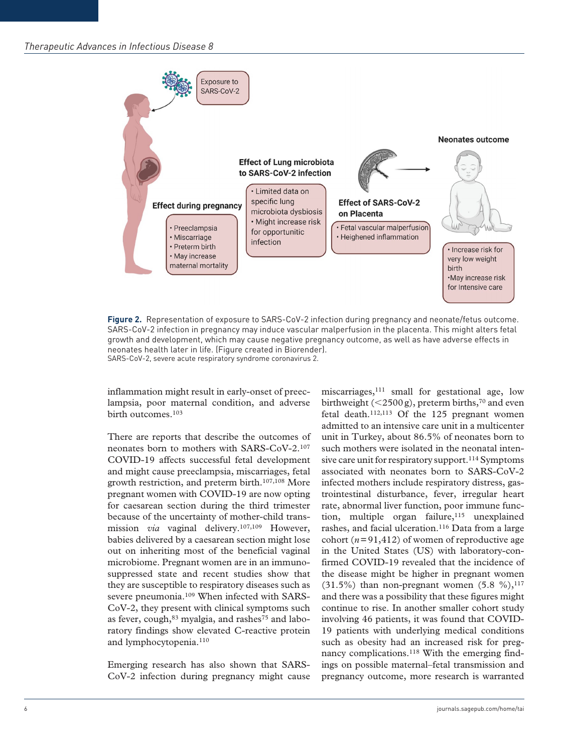Figure 2. Representation of exposure to SARS-CoV-2 infection during pregnancy and neonate/fetus outcome. SARS-CoV-2 infection in pregnancy may induce vascular malperfusion in the placenta. This might alters fetal growth and development, which may cause negative pregnancy outcome, as well as have adverse effects in neonates health later in life. (Figure created in Biorender).
SARS-CoV-2, severe acute respiratory syndrome coronavirus 2.

inflammation might result in early-onset of preeclampsia, poor maternal condition, and adverse birth outcomes.[103]

There are reports that describe the outcomes of neonates born to mothers with SARS-CoV-2.[107] COVID-19 affects successful fetal development and might cause preeclampsia, miscarriages, fetal growth restriction, and preterm birth.[107,108] More pregnant women with COVID-19 are now opting for caesarean section during the third trimester because of the uncertainty of mother-child transmission *via* vaginal delivery.[107,109] However, babies delivered by a caesarean section might lose out on inheriting most of the beneficial vaginal microbiome. Pregnant women are in an immunosuppressed state and recent studies show that they are susceptible to respiratory diseases such as severe pneumonia.[109] When infected with SARS-CoV-2, they present with clinical symptoms such as fever, cough,[83] myalgia, and rashes[75] and laboratory findings show elevated C-reactive protein and lymphocytopenia.[110]

Emerging research has also shown that SARS-CoV-2 infection during pregnancy might cause miscarriages,[111] small for gestational age, low birthweight (<2500 g), preterm births,[70] and even fetal death.[112,113] Of the 125 pregnant women admitted to an intensive care unit in a multicenter unit in Turkey, about 86.5% of neonates born to such mothers were isolated in the neonatal intensive care unit for respiratory support.[114] Symptoms associated with neonates born to SARS-CoV-2 infected mothers include respiratory distress, gastrointestinal disturbance, fever, irregular heart rate, abnormal liver function, poor immune function, multiple organ failure,[115] unexplained rashes, and facial ulceration.[116] Data from a large cohort ($n = 91,412$) of women of reproductive age in the United States (US) with laboratory-confirmed COVID-19 revealed that the incidence of the disease might be higher in pregnant women (31.5%) than non-pregnant women (5.8 %),[117] and there was a possibility that these figures might continue to rise. In another smaller cohort study involving 46 patients, it was found that COVID-19 patients with underlying medical conditions such as obesity had an increased risk for pregnancy complications.[118] With the emerging findings on possible maternal–fetal transmission and pregnancy outcome, more research is warranted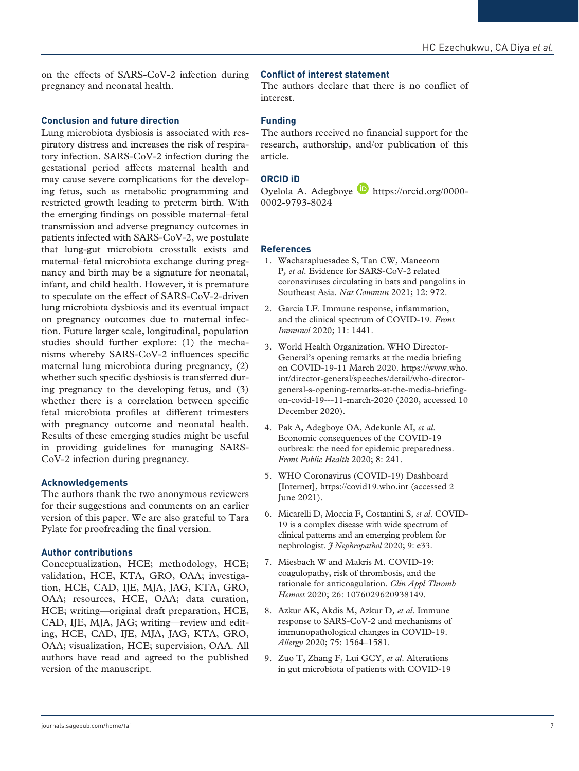on the effects of SARS-CoV-2 infection during pregnancy and neonatal health.

## Conclusion and future direction

Lung microbiota dysbiosis is associated with respiratory distress and increases the risk of respiratory infection. SARS-CoV-2 infection during the gestational period affects maternal health and may cause severe complications for the developing fetus, such as metabolic programming and restricted growth leading to preterm birth. With the emerging findings on possible maternal–fetal transmission and adverse pregnancy outcomes in patients infected with SARS-CoV-2, we postulate that lung-gut microbiota crosstalk exists and maternal–fetal microbiota exchange during pregnancy and birth may be a signature for neonatal, infant, and child health. However, it is premature to speculate on the effect of SARS-CoV-2-driven lung microbiota dysbiosis and its eventual impact on pregnancy outcomes due to maternal infection. Future larger scale, longitudinal, population studies should further explore: (1) the mechanisms whereby SARS-CoV-2 influences specific maternal lung microbiota during pregnancy, (2) whether such specific dysbiosis is transferred during pregnancy to the developing fetus, and (3) whether there is a correlation between specific fetal microbiota profiles at different trimesters with pregnancy outcome and neonatal health. Results of these emerging studies might be useful in providing guidelines for managing SARS-CoV-2 infection during pregnancy.

## Acknowledgements

The authors thank the two anonymous reviewers for their suggestions and comments on an earlier version of this paper. We are also grateful to Tara Pylate for proofreading the final version.

## Author contributions

Conceptualization, HCE; methodology, HCE; validation, HCE, KTA, GRO, OAA; investigation, HCE, CAD, IJE, MJA, JAG, KTA, GRO, OAA; resources, HCE, OAA; data curation, HCE; writing—original draft preparation, HCE, CAD, IJE, MJA, JAG; writing—review and editing, HCE, CAD, IJE, MJA, JAG, KTA, GRO, OAA; visualization, HCE; supervision, OAA. All authors have read and agreed to the published version of the manuscript.

## Conflict of interest statement

The authors declare that there is no conflict of interest.

## Funding

The authors received no financial support for the research, authorship, and/or publication of this article.

## ORCID iD

Oyelola A. Adegboye https://orcid.org/0000-0002-9793-8024

## References

1. Wacharapluesadee S, Tan CW, Maneeorn P*, et al*. Evidence for SARS-CoV-2 related coronaviruses circulating in bats and pangolins in Southeast Asia. *Nat Commun* 2021; 12: 972.
2. García LF. Immune response, inflammation, and the clinical spectrum of COVID-19. *Front Immunol* 2020; 11: 1441.
3. World Health Organization. WHO Director-General's opening remarks at the media briefing on COVID-19-11 March 2020. https://www.who.int/director-general/speeches/detail/who-director-general-s-opening-remarks-at-the-media-briefing-on-covid-19---11-march-2020 (2020, accessed 10 December 2020).
4. Pak A, Adegboye OA, Adekunle AI*, et al*. Economic consequences of the COVID-19 outbreak: the need for epidemic preparedness. *Front Public Health* 2020; 8: 241.
5. WHO Coronavirus (COVID-19) Dashboard [Internet], https://covid19.who.int (accessed 2 June 2021).
6. Micarelli D, Moccia F, Costantini S*, et al*. COVID-19 is a complex disease with wide spectrum of clinical patterns and an emerging problem for nephrologist. *J Nephropathol* 2020; 9: e33.
7. Miesbach W and Makris M. COVID-19: coagulopathy, risk of thrombosis, and the rationale for anticoagulation. *Clin Appl Thromb Hemost* 2020; 26: 1076029620938149.
8. Azkur AK, Akdis M, Azkur D*, et al*. Immune response to SARS-CoV-2 and mechanisms of immunopathological changes in COVID-19. *Allergy* 2020; 75: 1564–1581.
9. Zuo T, Zhang F, Lui GCY*, et al*. Alterations in gut microbiota of patients with COVID-19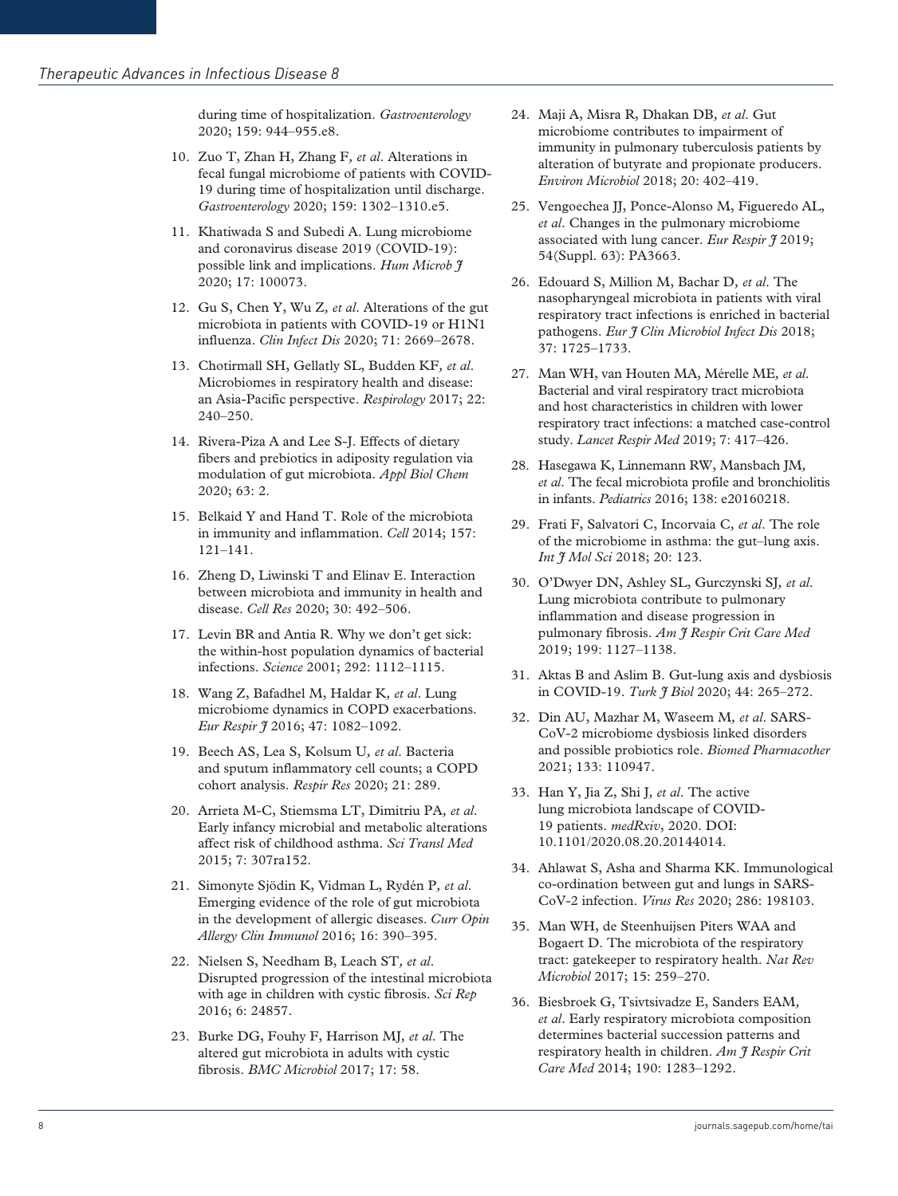during time of hospitalization. *Gastroenterology* 2020; 159: 944–955.e8.

10. Zuo T, Zhan H, Zhang F, *et al*. Alterations in fecal fungal microbiome of patients with COVID-19 during time of hospitalization until discharge. *Gastroenterology* 2020; 159: 1302–1310.e5.
11. Khatiwada S and Subedi A. Lung microbiome and coronavirus disease 2019 (COVID-19): possible link and implications. *Hum Microb J* 2020; 17: 100073.
12. Gu S, Chen Y, Wu Z, *et al*. Alterations of the gut microbiota in patients with COVID-19 or H1N1 influenza. *Clin Infect Dis* 2020; 71: 2669–2678.
13. Chotirmall SH, Gellatly SL, Budden KF, *et al*. Microbiomes in respiratory health and disease: an Asia-Pacific perspective. *Respirology* 2017; 22: 240–250.
14. Rivera-Piza A and Lee S-J. Effects of dietary fibers and prebiotics in adiposity regulation via modulation of gut microbiota. *Appl Biol Chem* 2020; 63: 2.
15. Belkaid Y and Hand T. Role of the microbiota in immunity and inflammation. *Cell* 2014; 157: 121–141.
16. Zheng D, Liwinski T and Elinav E. Interaction between microbiota and immunity in health and disease. *Cell Res* 2020; 30: 492–506.
17. Levin BR and Antia R. Why we don't get sick: the within-host population dynamics of bacterial infections. *Science* 2001; 292: 1112–1115.
18. Wang Z, Bafadhel M, Haldar K, *et al*. Lung microbiome dynamics in COPD exacerbations. *Eur Respir J* 2016; 47: 1082–1092.
19. Beech AS, Lea S, Kolsum U, *et al*. Bacteria and sputum inflammatory cell counts; a COPD cohort analysis. *Respir Res* 2020; 21: 289.
20. Arrieta M-C, Stiemsma LT, Dimitriu PA, *et al*. Early infancy microbial and metabolic alterations affect risk of childhood asthma. *Sci Transl Med* 2015; 7: 307ra152.
21. Simonyte Sjödin K, Vidman L, Rydén P, *et al*. Emerging evidence of the role of gut microbiota in the development of allergic diseases. *Curr Opin Allergy Clin Immunol* 2016; 16: 390–395.
22. Nielsen S, Needham B, Leach ST, *et al*. Disrupted progression of the intestinal microbiota with age in children with cystic fibrosis. *Sci Rep* 2016; 6: 24857.
23. Burke DG, Fouhy F, Harrison MJ, *et al*. The altered gut microbiota in adults with cystic fibrosis. *BMC Microbiol* 2017; 17: 58.
24. Maji A, Misra R, Dhakan DB, *et al*. Gut microbiome contributes to impairment of immunity in pulmonary tuberculosis patients by alteration of butyrate and propionate producers. *Environ Microbiol* 2018; 20: 402–419.
25. Vengoechea JJ, Ponce-Alonso M, Figueredo AL, *et al*. Changes in the pulmonary microbiome associated with lung cancer. *Eur Respir J* 2019; 54(Suppl. 63): PA3663.
26. Edouard S, Million M, Bachar D, *et al*. The nasopharyngeal microbiota in patients with viral respiratory tract infections is enriched in bacterial pathogens. *Eur J Clin Microbiol Infect Dis* 2018; 37: 1725–1733.
27. Man WH, van Houten MA, Mérelle ME, *et al*. Bacterial and viral respiratory tract microbiota and host characteristics in children with lower respiratory tract infections: a matched case-control study. *Lancet Respir Med* 2019; 7: 417–426.
28. Hasegawa K, Linnemann RW, Mansbach JM, *et al*. The fecal microbiota profile and bronchiolitis in infants. *Pediatrics* 2016; 138: e20160218.
29. Frati F, Salvatori C, Incorvaia C, *et al*. The role of the microbiome in asthma: the gut–lung axis. *Int J Mol Sci* 2018; 20: 123.
30. O'Dwyer DN, Ashley SL, Gurczynski SJ, *et al*. Lung microbiota contribute to pulmonary inflammation and disease progression in pulmonary fibrosis. *Am J Respir Crit Care Med* 2019; 199: 1127–1138.
31. Aktas B and Aslim B. Gut-lung axis and dysbiosis in COVID-19. *Turk J Biol* 2020; 44: 265–272.
32. Din AU, Mazhar M, Waseem M, *et al*. SARS-CoV-2 microbiome dysbiosis linked disorders and possible probiotics role. *Biomed Pharmacother* 2021; 133: 110947.
33. Han Y, Jia Z, Shi J, *et al*. The active lung microbiota landscape of COVID-19 patients. *medRxiv*, 2020. DOI: 10.1101/2020.08.20.20144014.
34. Ahlawat S, Asha and Sharma KK. Immunological co-ordination between gut and lungs in SARS-CoV-2 infection. *Virus Res* 2020; 286: 198103.
35. Man WH, de Steenhuijsen Piters WAA and Bogaert D. The microbiota of the respiratory tract: gatekeeper to respiratory health. *Nat Rev Microbiol* 2017; 15: 259–270.
36. Biesbroek G, Tsivtsivadze E, Sanders EAM, *et al*. Early respiratory microbiota composition determines bacterial succession patterns and respiratory health in children. *Am J Respir Crit Care Med* 2014; 190: 1283–1292.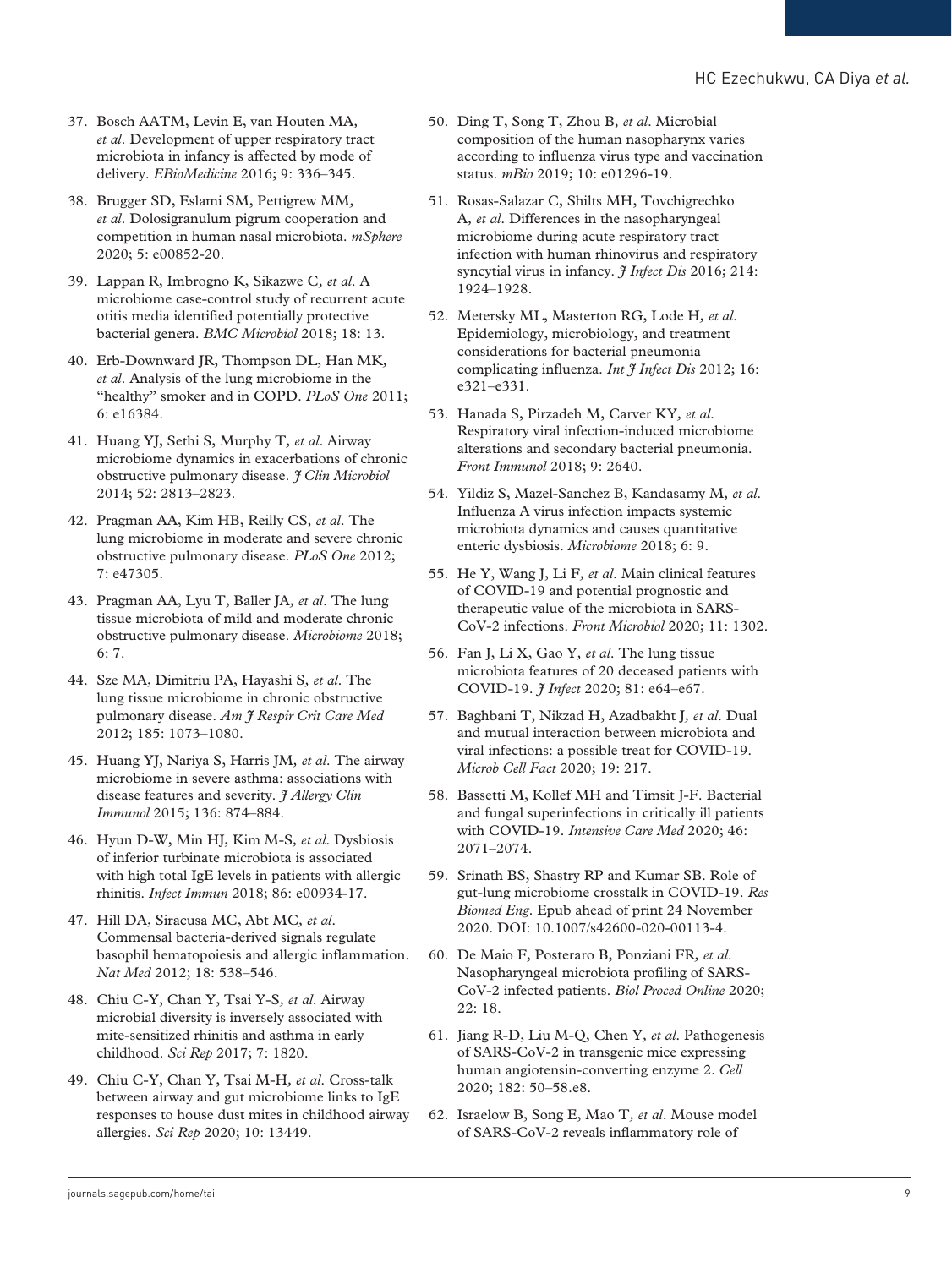37. Bosch AATM, Levin E, van Houten MA, *et al*. Development of upper respiratory tract microbiota in infancy is affected by mode of delivery. *EBioMedicine* 2016; 9: 336–345.

38. Brugger SD, Eslami SM, Pettigrew MM, *et al*. Dolosigranulum pigrum cooperation and competition in human nasal microbiota. *mSphere* 2020; 5: e00852-20.

39. Lappan R, Imbrogno K, Sikazwe C, *et al*. A microbiome case-control study of recurrent acute otitis media identified potentially protective bacterial genera. *BMC Microbiol* 2018; 18: 13.

40. Erb-Downward JR, Thompson DL, Han MK, *et al*. Analysis of the lung microbiome in the "healthy" smoker and in COPD. *PLoS One* 2011; 6: e16384.

41. Huang YJ, Sethi S, Murphy T, *et al*. Airway microbiome dynamics in exacerbations of chronic obstructive pulmonary disease. *J Clin Microbiol* 2014; 52: 2813–2823.

42. Pragman AA, Kim HB, Reilly CS, *et al*. The lung microbiome in moderate and severe chronic obstructive pulmonary disease. *PLoS One* 2012; 7: e47305.

43. Pragman AA, Lyu T, Baller JA, *et al*. The lung tissue microbiota of mild and moderate chronic obstructive pulmonary disease. *Microbiome* 2018; 6: 7.

44. Sze MA, Dimitriu PA, Hayashi S, *et al*. The lung tissue microbiome in chronic obstructive pulmonary disease. *Am J Respir Crit Care Med* 2012; 185: 1073–1080.

45. Huang YJ, Nariya S, Harris JM, *et al*. The airway microbiome in severe asthma: associations with disease features and severity. *J Allergy Clin Immunol* 2015; 136: 874–884.

46. Hyun D-W, Min HJ, Kim M-S, *et al*. Dysbiosis of inferior turbinate microbiota is associated with high total IgE levels in patients with allergic rhinitis. *Infect Immun* 2018; 86: e00934-17.

47. Hill DA, Siracusa MC, Abt MC, *et al*. Commensal bacteria-derived signals regulate basophil hematopoiesis and allergic inflammation. *Nat Med* 2012; 18: 538–546.

48. Chiu C-Y, Chan Y, Tsai Y-S, *et al*. Airway microbial diversity is inversely associated with mite-sensitized rhinitis and asthma in early childhood. *Sci Rep* 2017; 7: 1820.

49. Chiu C-Y, Chan Y, Tsai M-H, *et al*. Cross-talk between airway and gut microbiome links to IgE responses to house dust mites in childhood airway allergies. *Sci Rep* 2020; 10: 13449.

50. Ding T, Song T, Zhou B, *et al*. Microbial composition of the human nasopharynx varies according to influenza virus type and vaccination status. *mBio* 2019; 10: e01296-19.

51. Rosas-Salazar C, Shilts MH, Tovchigrechko A, *et al*. Differences in the nasopharyngeal microbiome during acute respiratory tract infection with human rhinovirus and respiratory syncytial virus in infancy. *J Infect Dis* 2016; 214: 1924–1928.

52. Metersky ML, Masterton RG, Lode H, *et al*. Epidemiology, microbiology, and treatment considerations for bacterial pneumonia complicating influenza. *Int J Infect Dis* 2012; 16: e321–e331.

53. Hanada S, Pirzadeh M, Carver KY, *et al*. Respiratory viral infection-induced microbiome alterations and secondary bacterial pneumonia. *Front Immunol* 2018; 9: 2640.

54. Yildiz S, Mazel-Sanchez B, Kandasamy M, *et al*. Influenza A virus infection impacts systemic microbiota dynamics and causes quantitative enteric dysbiosis. *Microbiome* 2018; 6: 9.

55. He Y, Wang J, Li F, *et al*. Main clinical features of COVID-19 and potential prognostic and therapeutic value of the microbiota in SARS-CoV-2 infections. *Front Microbiol* 2020; 11: 1302.

56. Fan J, Li X, Gao Y, *et al*. The lung tissue microbiota features of 20 deceased patients with COVID-19. *J Infect* 2020; 81: e64–e67.

57. Baghbani T, Nikzad H, Azadbakht J, *et al*. Dual and mutual interaction between microbiota and viral infections: a possible treat for COVID-19. *Microb Cell Fact* 2020; 19: 217.

58. Bassetti M, Kollef MH and Timsit J-F. Bacterial and fungal superinfections in critically ill patients with COVID-19. *Intensive Care Med* 2020; 46: 2071–2074.

59. Srinath BS, Shastry RP and Kumar SB. Role of gut-lung microbiome crosstalk in COVID-19. *Res Biomed Eng*. Epub ahead of print 24 November 2020. DOI: 10.1007/s42600-020-00113-4.

60. De Maio F, Posteraro B, Ponziani FR, *et al*. Nasopharyngeal microbiota profiling of SARS-CoV-2 infected patients. *Biol Proced Online* 2020; 22: 18.

61. Jiang R-D, Liu M-Q, Chen Y, *et al*. Pathogenesis of SARS-CoV-2 in transgenic mice expressing human angiotensin-converting enzyme 2. *Cell* 2020; 182: 50–58.e8.

62. Israelow B, Song E, Mao T, *et al*. Mouse model of SARS-CoV-2 reveals inflammatory role of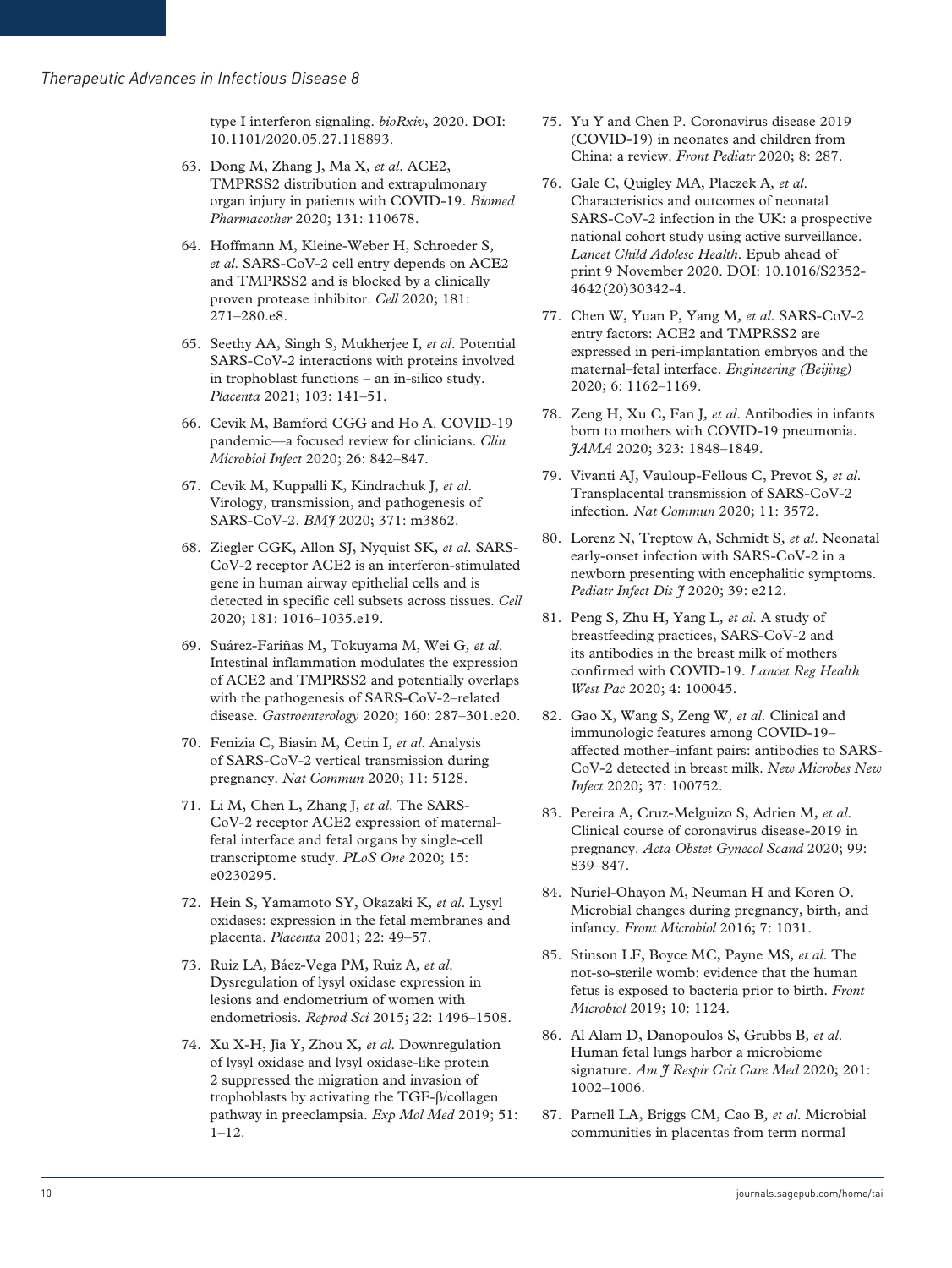type I interferon signaling. *bioRxiv*, 2020. DOI: 10.1101/2020.05.27.118893.

63. Dong M, Zhang J, Ma X, *et al*. ACE2, TMPRSS2 distribution and extrapulmonary organ injury in patients with COVID-19. *Biomed Pharmacother* 2020; 131: 110678.

64. Hoffmann M, Kleine-Weber H, Schroeder S, *et al*. SARS-CoV-2 cell entry depends on ACE2 and TMPRSS2 and is blocked by a clinically proven protease inhibitor. *Cell* 2020; 181: 271–280.e8.

65. Seethy AA, Singh S, Mukherjee I, *et al*. Potential SARS-CoV-2 interactions with proteins involved in trophoblast functions – an in-silico study. *Placenta* 2021; 103: 141–51.

66. Cevik M, Bamford CGG and Ho A. COVID-19 pandemic—a focused review for clinicians. *Clin Microbiol Infect* 2020; 26: 842–847.

67. Cevik M, Kuppalli K, Kindrachuk J, *et al*. Virology, transmission, and pathogenesis of SARS-CoV-2. *BMJ* 2020; 371: m3862.

68. Ziegler CGK, Allon SJ, Nyquist SK, *et al*. SARS-CoV-2 receptor ACE2 is an interferon-stimulated gene in human airway epithelial cells and is detected in specific cell subsets across tissues. *Cell* 2020; 181: 1016–1035.e19.

69. Suárez-Fariñas M, Tokuyama M, Wei G, *et al*. Intestinal inflammation modulates the expression of ACE2 and TMPRSS2 and potentially overlaps with the pathogenesis of SARS-CoV-2–related disease. *Gastroenterology* 2020; 160: 287–301.e20.

70. Fenizia C, Biasin M, Cetin I, *et al*. Analysis of SARS-CoV-2 vertical transmission during pregnancy. *Nat Commun* 2020; 11: 5128.

71. Li M, Chen L, Zhang J, *et al*. The SARS-CoV-2 receptor ACE2 expression of maternal-fetal interface and fetal organs by single-cell transcriptome study. *PLoS One* 2020; 15: e0230295.

72. Hein S, Yamamoto SY, Okazaki K, *et al*. Lysyl oxidases: expression in the fetal membranes and placenta. *Placenta* 2001; 22: 49–57.

73. Ruiz LA, Báez-Vega PM, Ruiz A, *et al*. Dysregulation of lysyl oxidase expression in lesions and endometrium of women with endometriosis. *Reprod Sci* 2015; 22: 1496–1508.

74. Xu X-H, Jia Y, Zhou X, *et al*. Downregulation of lysyl oxidase and lysyl oxidase-like protein 2 suppressed the migration and invasion of trophoblasts by activating the TGF-β/collagen pathway in preeclampsia. *Exp Mol Med* 2019; 51: 1–12.

75. Yu Y and Chen P. Coronavirus disease 2019 (COVID-19) in neonates and children from China: a review. *Front Pediatr* 2020; 8: 287.

76. Gale C, Quigley MA, Placzek A, *et al*. Characteristics and outcomes of neonatal SARS-CoV-2 infection in the UK: a prospective national cohort study using active surveillance. *Lancet Child Adolesc Health*. Epub ahead of print 9 November 2020. DOI: 10.1016/S2352-4642(20)30342-4.

77. Chen W, Yuan P, Yang M, *et al*. SARS-CoV-2 entry factors: ACE2 and TMPRSS2 are expressed in peri-implantation embryos and the maternal–fetal interface. *Engineering (Beijing)* 2020; 6: 1162–1169.

78. Zeng H, Xu C, Fan J, *et al*. Antibodies in infants born to mothers with COVID-19 pneumonia. *JAMA* 2020; 323: 1848–1849.

79. Vivanti AJ, Vauloup-Fellous C, Prevot S, *et al*. Transplacental transmission of SARS-CoV-2 infection. *Nat Commun* 2020; 11: 3572.

80. Lorenz N, Treptow A, Schmidt S, *et al*. Neonatal early-onset infection with SARS-CoV-2 in a newborn presenting with encephalitic symptoms. *Pediatr Infect Dis J* 2020; 39: e212.

81. Peng S, Zhu H, Yang L, *et al*. A study of breastfeeding practices, SARS-CoV-2 and its antibodies in the breast milk of mothers confirmed with COVID-19. *Lancet Reg Health West Pac* 2020; 4: 100045.

82. Gao X, Wang S, Zeng W, *et al*. Clinical and immunologic features among COVID-19–affected mother–infant pairs: antibodies to SARS-CoV-2 detected in breast milk. *New Microbes New Infect* 2020; 37: 100752.

83. Pereira A, Cruz-Melguizo S, Adrien M, *et al*. Clinical course of coronavirus disease-2019 in pregnancy. *Acta Obstet Gynecol Scand* 2020; 99: 839–847.

84. Nuriel-Ohayon M, Neuman H and Koren O. Microbial changes during pregnancy, birth, and infancy. *Front Microbiol* 2016; 7: 1031.

85. Stinson LF, Boyce MC, Payne MS, *et al*. The not-so-sterile womb: evidence that the human fetus is exposed to bacteria prior to birth. *Front Microbiol* 2019; 10: 1124.

86. Al Alam D, Danopoulos S, Grubbs B, *et al*. Human fetal lungs harbor a microbiome signature. *Am J Respir Crit Care Med* 2020; 201: 1002–1006.

87. Parnell LA, Briggs CM, Cao B, *et al*. Microbial communities in placentas from term normal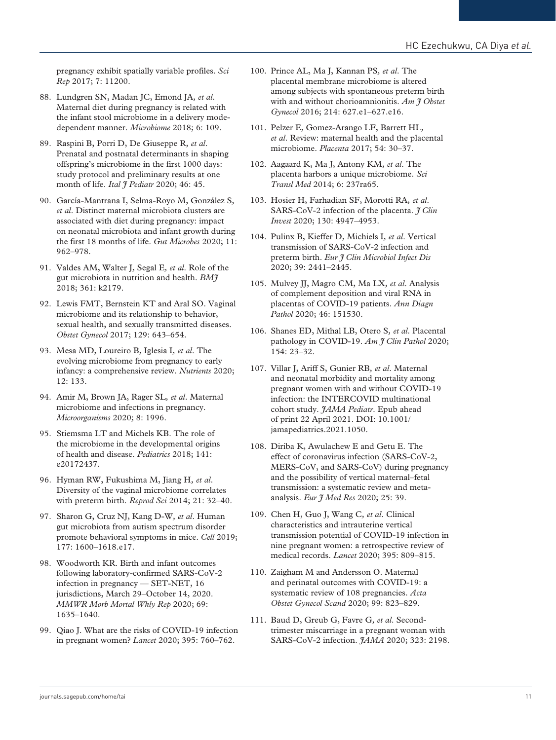pregnancy exhibit spatially variable profiles. *Sci Rep* 2017; 7: 11200.

88. Lundgren SN, Madan JC, Emond JA*, et al*. Maternal diet during pregnancy is related with the infant stool microbiome in a delivery mode-dependent manner. *Microbiome* 2018; 6: 109.

89. Raspini B, Porri D, De Giuseppe R*, et al*. Prenatal and postnatal determinants in shaping offspring's microbiome in the first 1000 days: study protocol and preliminary results at one month of life. *Ital J Pediatr* 2020; 46: 45.

90. García-Mantrana I, Selma-Royo M, González S*, et al*. Distinct maternal microbiota clusters are associated with diet during pregnancy: impact on neonatal microbiota and infant growth during the first 18 months of life. *Gut Microbes* 2020; 11: 962–978.

91. Valdes AM, Walter J, Segal E*, et al*. Role of the gut microbiota in nutrition and health. *BMJ* 2018; 361: k2179.

92. Lewis FMT, Bernstein KT and Aral SO. Vaginal microbiome and its relationship to behavior, sexual health, and sexually transmitted diseases. *Obstet Gynecol* 2017; 129: 643–654.

93. Mesa MD, Loureiro B, Iglesia I*, et al*. The evolving microbiome from pregnancy to early infancy: a comprehensive review. *Nutrients* 2020; 12: 133.

94. Amir M, Brown JA, Rager SL*, et al*. Maternal microbiome and infections in pregnancy. *Microorganisms* 2020; 8: 1996.

95. Stiemsma LT and Michels KB. The role of the microbiome in the developmental origins of health and disease. *Pediatrics* 2018; 141: e20172437.

96. Hyman RW, Fukushima M, Jiang H*, et al*. Diversity of the vaginal microbiome correlates with preterm birth. *Reprod Sci* 2014; 21: 32–40.

97. Sharon G, Cruz NJ, Kang D-W*, et al*. Human gut microbiota from autism spectrum disorder promote behavioral symptoms in mice. *Cell* 2019; 177: 1600–1618.e17.

98. Woodworth KR. Birth and infant outcomes following laboratory-confirmed SARS-CoV-2 infection in pregnancy — SET-NET, 16 jurisdictions, March 29–October 14, 2020. *MMWR Morb Mortal Wkly Rep* 2020; 69: 1635–1640.

99. Qiao J. What are the risks of COVID-19 infection in pregnant women? *Lancet* 2020; 395: 760–762.

100. Prince AL, Ma J, Kannan PS*, et al*. The placental membrane microbiome is altered among subjects with spontaneous preterm birth with and without chorioamnionitis. *Am J Obstet Gynecol* 2016; 214: 627.e1–627.e16.

101. Pelzer E, Gomez-Arango LF, Barrett HL*, et al*. Review: maternal health and the placental microbiome. *Placenta* 2017; 54: 30–37.

102. Aagaard K, Ma J, Antony KM*, et al*. The placenta harbors a unique microbiome. *Sci Transl Med* 2014; 6: 237ra65.

103. Hosier H, Farhadian SF, Morotti RA*, et al*. SARS-CoV-2 infection of the placenta. *J Clin Invest* 2020; 130: 4947–4953.

104. Pulinx B, Kieffer D, Michiels I*, et al*. Vertical transmission of SARS-CoV-2 infection and preterm birth. *Eur J Clin Microbiol Infect Dis* 2020; 39: 2441–2445.

105. Mulvey JJ, Magro CM, Ma LX*, et al*. Analysis of complement deposition and viral RNA in placentas of COVID-19 patients. *Ann Diagn Pathol* 2020; 46: 151530.

106. Shanes ED, Mithal LB, Otero S*, et al*. Placental pathology in COVID-19. *Am J Clin Pathol* 2020; 154: 23–32.

107. Villar J, Ariff S, Gunier RB*, et al*. Maternal and neonatal morbidity and mortality among pregnant women with and without COVID-19 infection: the INTERCOVID multinational cohort study. *JAMA Pediatr*. Epub ahead of print 22 April 2021. DOI: 10.1001/jamapediatrics.2021.1050.

108. Diriba K, Awulachew E and Getu E. The effect of coronavirus infection (SARS-CoV-2, MERS-CoV, and SARS-CoV) during pregnancy and the possibility of vertical maternal–fetal transmission: a systematic review and meta-analysis. *Eur J Med Res* 2020; 25: 39.

109. Chen H, Guo J, Wang C*, et al*. Clinical characteristics and intrauterine vertical transmission potential of COVID-19 infection in nine pregnant women: a retrospective review of medical records. *Lancet* 2020; 395: 809–815.

110. Zaigham M and Andersson O. Maternal and perinatal outcomes with COVID-19: a systematic review of 108 pregnancies. *Acta Obstet Gynecol Scand* 2020; 99: 823–829.

111. Baud D, Greub G, Favre G*, et al*. Second-trimester miscarriage in a pregnant woman with SARS-CoV-2 infection. *JAMA* 2020; 323: 2198.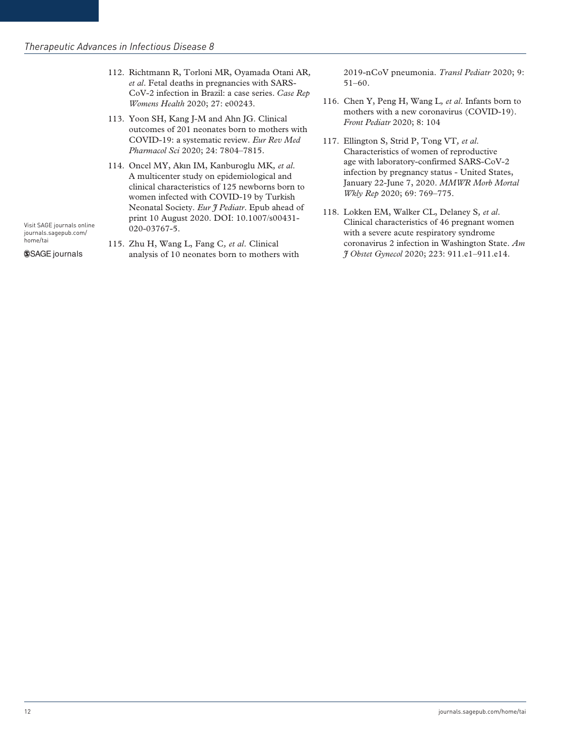112. Richtmann R, Torloni MR, Oyamada Otani AR, *et al*. Fetal deaths in pregnancies with SARS-CoV-2 infection in Brazil: a case series. *Case Rep Womens Health* 2020; 27: e00243.

113. Yoon SH, Kang J-M and Ahn JG. Clinical outcomes of 201 neonates born to mothers with COVID-19: a systematic review. *Eur Rev Med Pharmacol Sci* 2020; 24: 7804–7815.

114. Oncel MY, Akın IM, Kanburoglu MK, *et al*. A multicenter study on epidemiological and clinical characteristics of 125 newborns born to women infected with COVID-19 by Turkish Neonatal Society. *Eur J Pediatr*. Epub ahead of print 10 August 2020. DOI: 10.1007/s00431-020-03767-5.

115. Zhu H, Wang L, Fang C, *et al*. Clinical analysis of 10 neonates born to mothers with 2019-nCoV pneumonia. *Transl Pediatr* 2020; 9: 51–60.

116. Chen Y, Peng H, Wang L, *et al*. Infants born to mothers with a new coronavirus (COVID-19). *Front Pediatr* 2020; 8: 104

117. Ellington S, Strid P, Tong VT, *et al*. Characteristics of women of reproductive age with laboratory-confirmed SARS-CoV-2 infection by pregnancy status - United States, January 22-June 7, 2020. *MMWR Morb Mortal Wkly Rep* 2020; 69: 769–775.

118. Lokken EM, Walker CL, Delaney S, *et al*. Clinical characteristics of 46 pregnant women with a severe acute respiratory syndrome coronavirus 2 infection in Washington State. *Am J Obstet Gynecol* 2020; 223: 911.e1–911.e14.

Visit SAGE journals online journals.sagepub.com/home/tai

SAGE journals